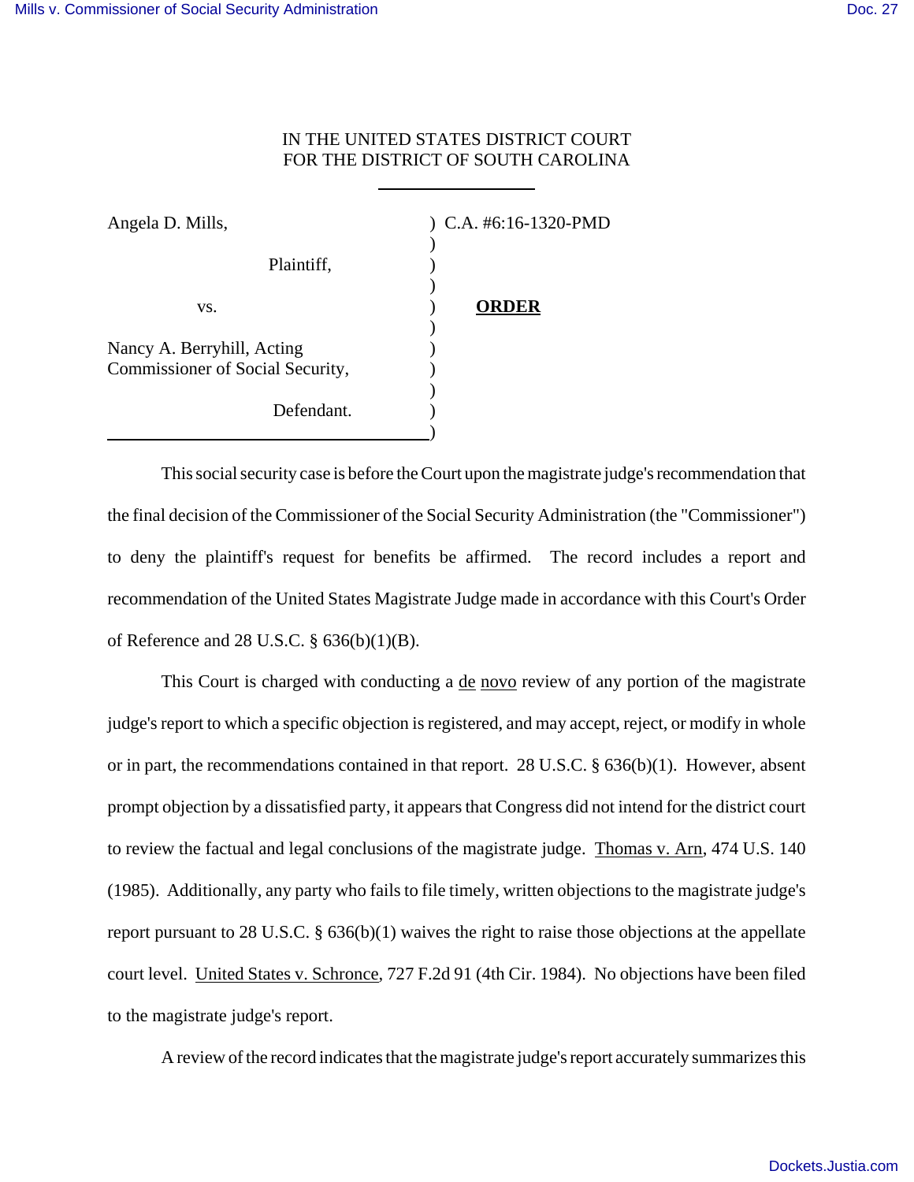IN THE UNITED STATES DISTRICT COURT
FOR THE DISTRICT OF SOUTH CAROLINA

| | | |
|---|---|---|
| Angela D. Mills, | ) | C.A. #6:16-1320-PMD |
| Plaintiff, | ) | |
| vs. | ) | **ORDER** |
| Nancy A. Berryhill, Acting Commissioner of Social Security, | ) | |
| Defendant. | ) | |

This social security case is before the Court upon the magistrate judge's recommendation that the final decision of the Commissioner of the Social Security Administration (the "Commissioner") to deny the plaintiff's request for benefits be affirmed. The record includes a report and recommendation of the United States Magistrate Judge made in accordance with this Court's Order of Reference and 28 U.S.C. § 636(b)(1)(B).

This Court is charged with conducting a de novo review of any portion of the magistrate judge's report to which a specific objection is registered, and may accept, reject, or modify in whole or in part, the recommendations contained in that report. 28 U.S.C. § 636(b)(1). However, absent prompt objection by a dissatisfied party, it appears that Congress did not intend for the district court to review the factual and legal conclusions of the magistrate judge. Thomas v. Arn, 474 U.S. 140 (1985). Additionally, any party who fails to file timely, written objections to the magistrate judge's report pursuant to 28 U.S.C. § 636(b)(1) waives the right to raise those objections at the appellate court level. United States v. Schronce, 727 F.2d 91 (4th Cir. 1984). No objections have been filed to the magistrate judge's report.

A review of the record indicates that the magistrate judge's report accurately summarizes this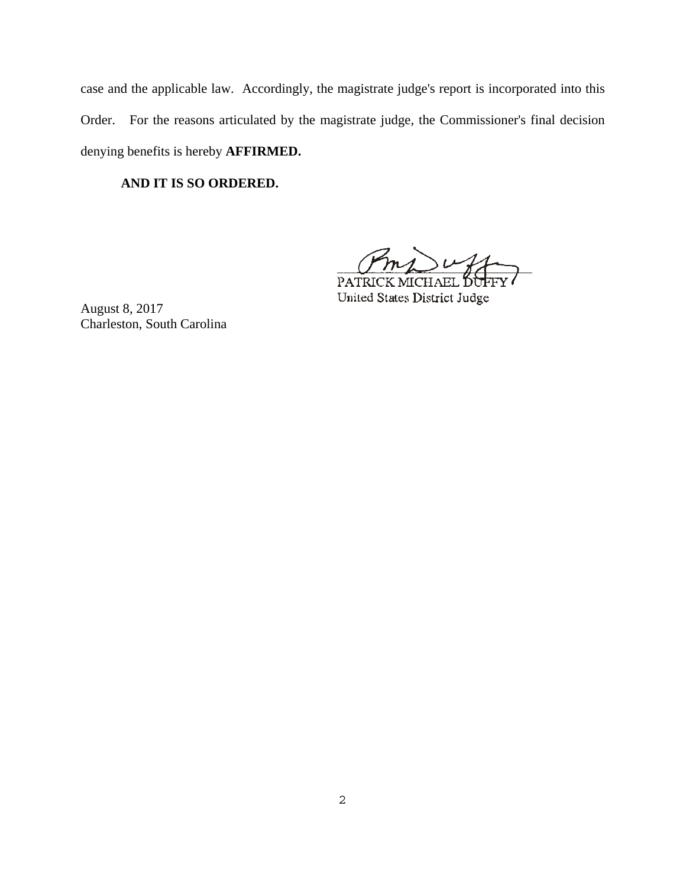case and the applicable law. Accordingly, the magistrate judge's report is incorporated into this Order. For the reasons articulated by the magistrate judge, the Commissioner's final decision denying benefits is hereby **AFFIRMED.**

**AND IT IS SO ORDERED.**

PATRICK MICHAEL DUFFY
United States District Judge

August 8, 2017
Charleston, South Carolina